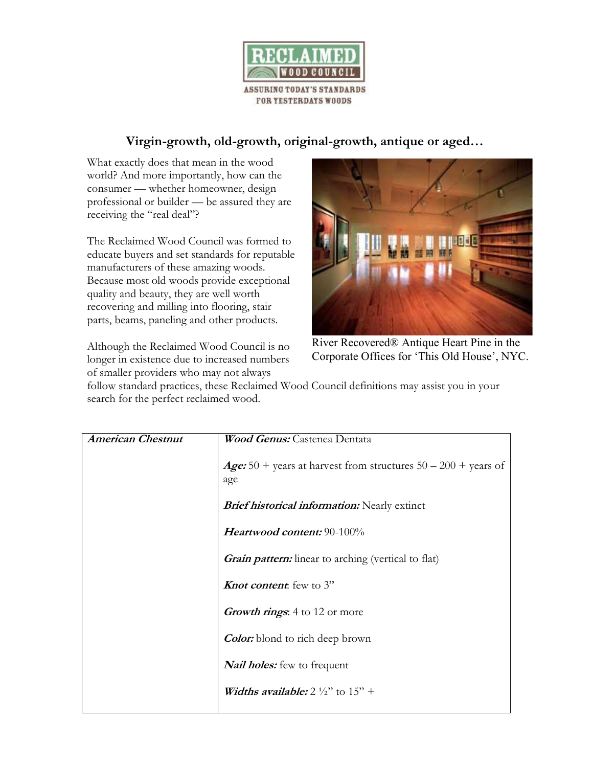RECLAIMED WOOD COUNCIL

ASSURING TODAY'S STANDARDS FOR YESTERDAYS WOODS

## Virgin-growth, old-growth, original-growth, antique or aged…

What exactly does that mean in the wood world? And more importantly, how can the consumer — whether homeowner, design professional or builder — be assured they are receiving the "real deal"?

The Reclaimed Wood Council was formed to educate buyers and set standards for reputable manufacturers of these amazing woods. Because most old woods provide exceptional quality and beauty, they are well worth recovering and milling into flooring, stair parts, beams, paneling and other products.

River Recovered® Antique Heart Pine in the Corporate Offices for 'This Old House', NYC.

Although the Reclaimed Wood Council is no longer in existence due to increased numbers of smaller providers who may not always follow standard practices, these Reclaimed Wood Council definitions may assist you in your search for the perfect reclaimed wood.

| | |
|---|---|
| ***American Chestnut*** | ***Wood Genus:*** Castenea Dentata<br><br>***Age:*** 50 + years at harvest from structures 50 – 200 + years of age<br><br>***Brief historical information:*** Nearly extinct<br><br>***Heartwood content:*** 90-100%<br><br>***Grain pattern:*** linear to arching (vertical to flat)<br><br>***Knot content***: few to 3"<br><br>***Growth rings***: 4 to 12 or more<br><br>***Color:*** blond to rich deep brown<br><br>***Nail holes:*** few to frequent<br><br>***Widths available:*** 2 ½" to 15" + |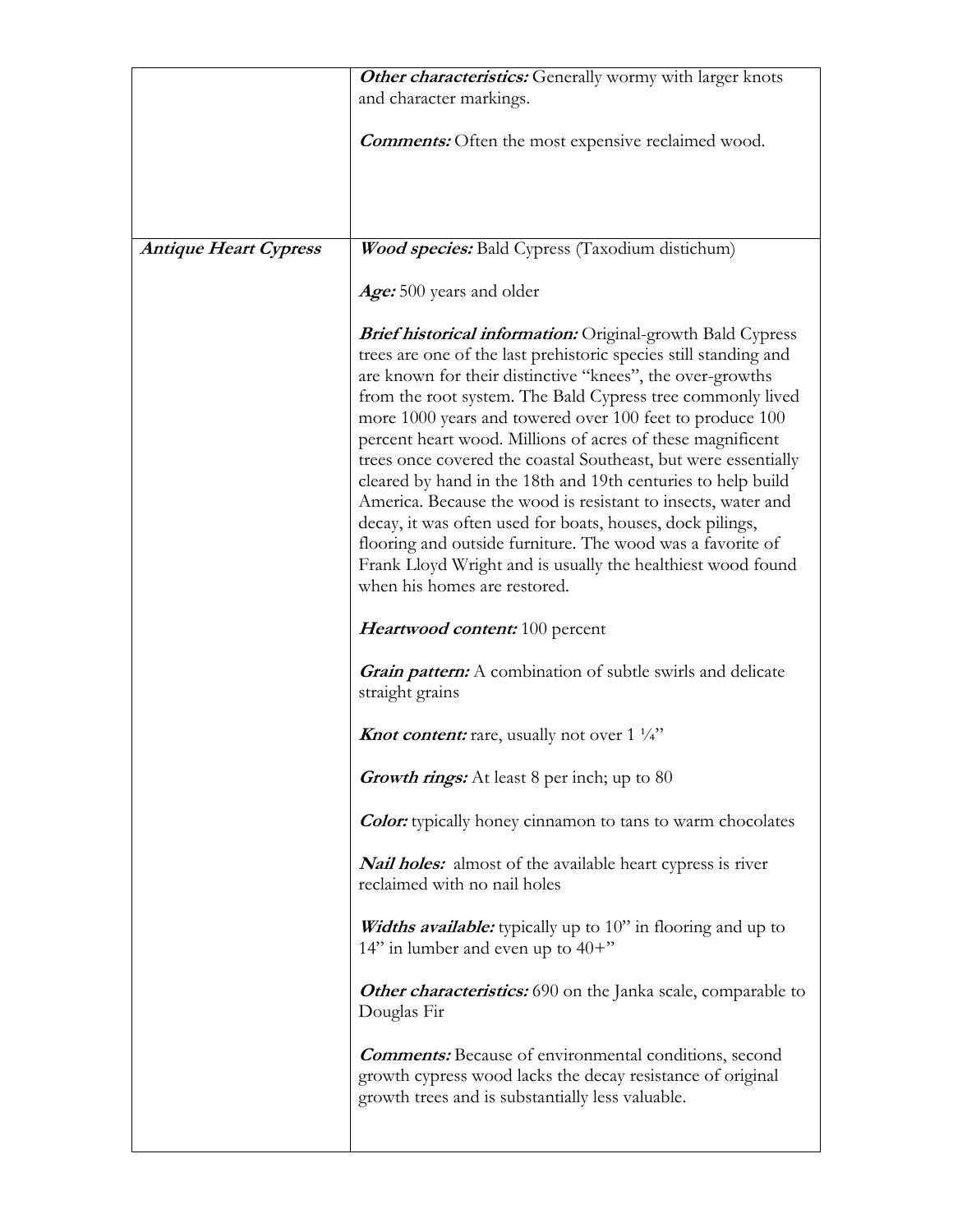| | |
|---|---|
| | ***Other characteristics:*** Generally wormy with larger knots and character markings.<br><br>***Comments:*** Often the most expensive reclaimed wood. |
| ***Antique Heart Cypress*** | ***Wood species:*** Bald Cypress (Taxodium distichum)<br><br>***Age:*** 500 years and older<br><br>***Brief historical information:*** Original-growth Bald Cypress trees are one of the last prehistoric species still standing and are known for their distinctive "knees", the over-growths from the root system. The Bald Cypress tree commonly lived more 1000 years and towered over 100 feet to produce 100 percent heart wood. Millions of acres of these magnificent trees once covered the coastal Southeast, but were essentially cleared by hand in the 18th and 19th centuries to help build America. Because the wood is resistant to insects, water and decay, it was often used for boats, houses, dock pilings, flooring and outside furniture. The wood was a favorite of Frank Lloyd Wright and is usually the healthiest wood found when his homes are restored.<br><br>***Heartwood content:*** 100 percent<br><br>***Grain pattern:*** A combination of subtle swirls and delicate straight grains<br><br>***Knot content:*** rare, usually not over 1 ¼"<br><br>***Growth rings:*** At least 8 per inch; up to 80<br><br>***Color:*** typically honey cinnamon to tans to warm chocolates<br><br>***Nail holes:*** almost of the available heart cypress is river reclaimed with no nail holes<br><br>***Widths available:*** typically up to 10" in flooring and up to 14" in lumber and even up to 40+"<br><br>***Other characteristics:*** 690 on the Janka scale, comparable to Douglas Fir<br><br>***Comments:*** Because of environmental conditions, second growth cypress wood lacks the decay resistance of original growth trees and is substantially less valuable. |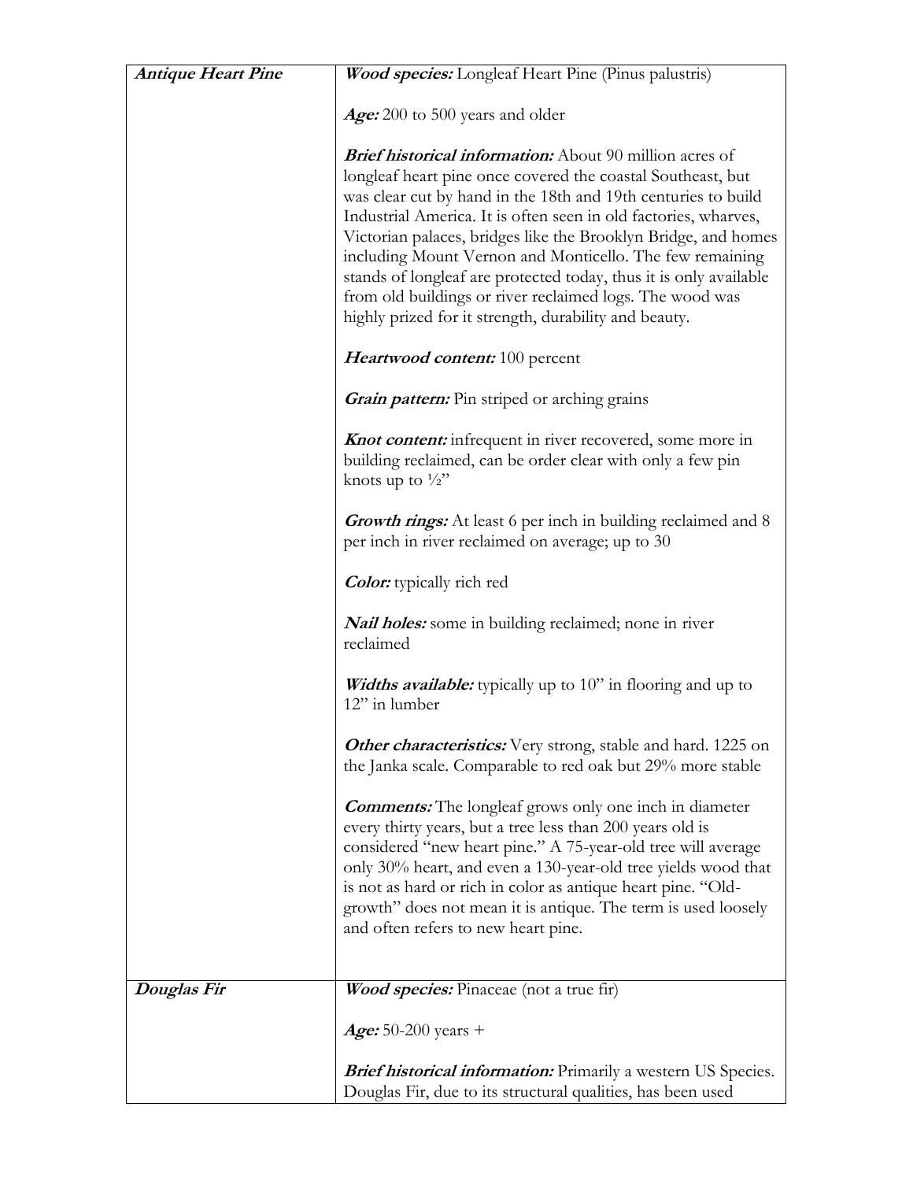| | |
|---|---|
| ***Antique Heart Pine*** | ***Wood species:*** Longleaf Heart Pine (Pinus palustris)<br><br>***Age:*** 200 to 500 years and older<br><br>***Brief historical information:*** About 90 million acres of longleaf heart pine once covered the coastal Southeast, but was clear cut by hand in the 18th and 19th centuries to build Industrial America. It is often seen in old factories, wharves, Victorian palaces, bridges like the Brooklyn Bridge, and homes including Mount Vernon and Monticello. The few remaining stands of longleaf are protected today, thus it is only available from old buildings or river reclaimed logs. The wood was highly prized for it strength, durability and beauty.<br><br>***Heartwood content:*** 100 percent<br><br>***Grain pattern:*** Pin striped or arching grains<br><br>***Knot content:*** infrequent in river recovered, some more in building reclaimed, can be order clear with only a few pin knots up to ½"<br><br>***Growth rings:*** At least 6 per inch in building reclaimed and 8 per inch in river reclaimed on average; up to 30<br><br>***Color:*** typically rich red<br><br>***Nail holes:*** some in building reclaimed; none in river reclaimed<br><br>***Widths available:*** typically up to 10" in flooring and up to 12" in lumber<br><br>***Other characteristics:*** Very strong, stable and hard. 1225 on the Janka scale. Comparable to red oak but 29% more stable<br><br>***Comments:*** The longleaf grows only one inch in diameter every thirty years, but a tree less than 200 years old is considered "new heart pine." A 75-year-old tree will average only 30% heart, and even a 130-year-old tree yields wood that is not as hard or rich in color as antique heart pine. "Old-growth" does not mean it is antique. The term is used loosely and often refers to new heart pine. |
| ***Douglas Fir*** | ***Wood species:*** Pinaceae (not a true fir)<br><br>***Age:*** 50-200 years +<br><br>***Brief historical information:*** Primarily a western US Species. Douglas Fir, due to its structural qualities, has been used |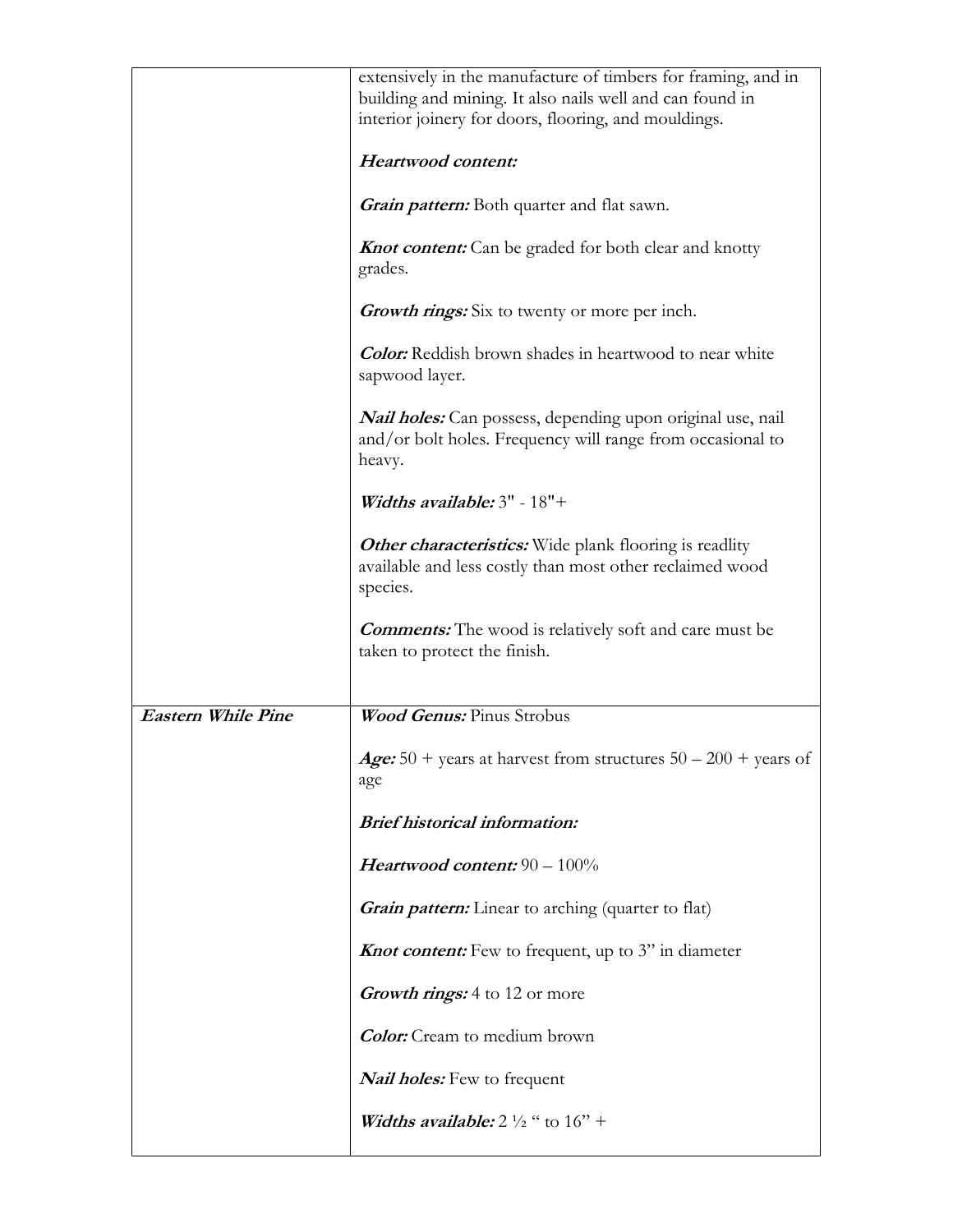| | |
|---|---|
| | extensively in the manufacture of timbers for framing, and in building and mining. It also nails well and can found in interior joinery for doors, flooring, and mouldings.<br><br>***Heartwood content:***<br><br>***Grain pattern:*** Both quarter and flat sawn.<br><br>***Knot content:*** Can be graded for both clear and knotty grades.<br><br>***Growth rings:*** Six to twenty or more per inch.<br><br>***Color:*** Reddish brown shades in heartwood to near white sapwood layer.<br><br>***Nail holes:*** Can possess, depending upon original use, nail and/or bolt holes. Frequency will range from occasional to heavy.<br><br>***Widths available:*** 3" - 18"+<br><br>***Other characteristics:*** Wide plank flooring is readlity available and less costly than most other reclaimed wood species.<br><br>***Comments:*** The wood is relatively soft and care must be taken to protect the finish. |
| ***Eastern While Pine*** | ***Wood Genus:*** Pinus Strobus<br><br>***Age:*** 50 + years at harvest from structures 50 – 200 + years of age<br><br>***Brief historical information:***<br><br>***Heartwood content:*** 90 – 100%<br><br>***Grain pattern:*** Linear to arching (quarter to flat)<br><br>***Knot content:*** Few to frequent, up to 3" in diameter<br><br>***Growth rings:*** 4 to 12 or more<br><br>***Color:*** Cream to medium brown<br><br>***Nail holes:*** Few to frequent<br><br>***Widths available:*** 2 ½ " to 16" + |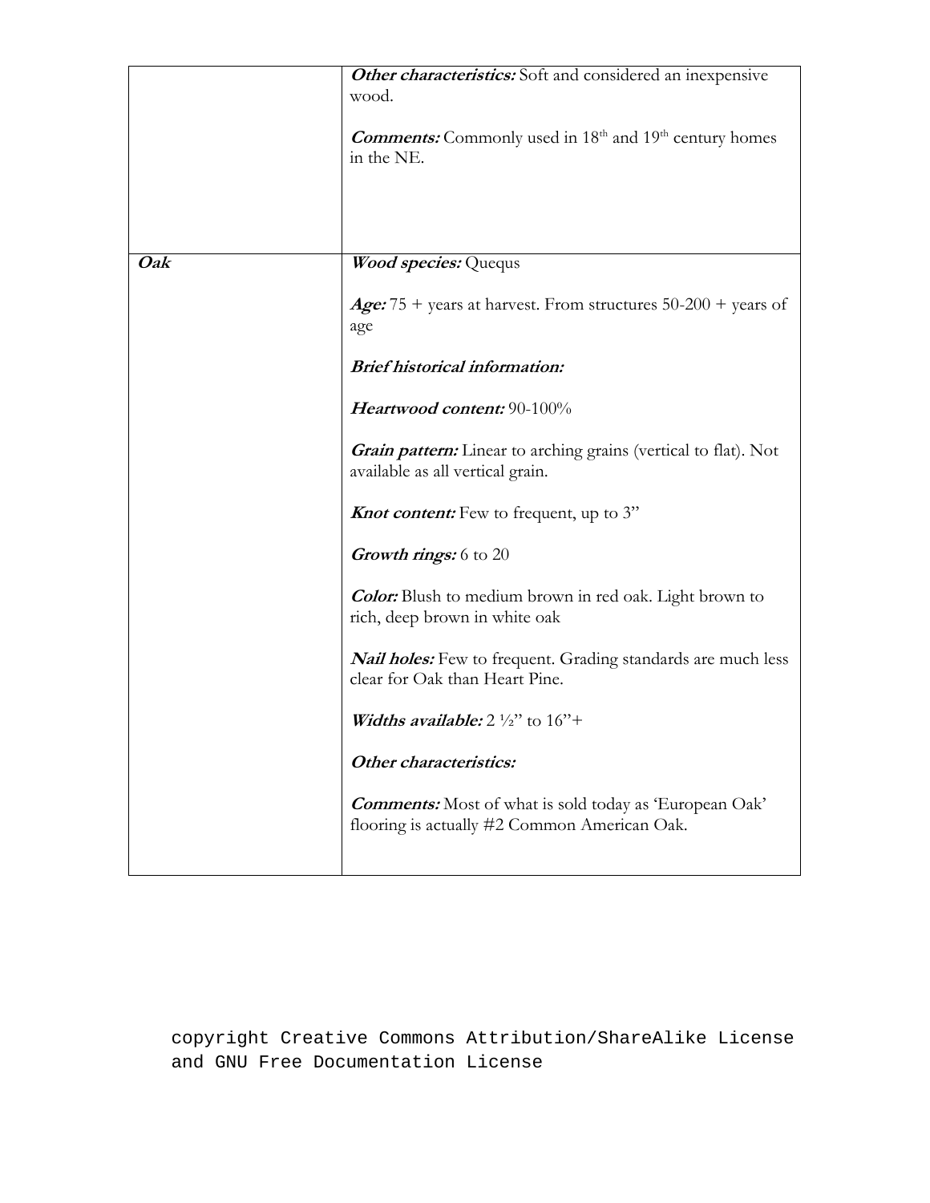| | |
|---|---|
| | ***Other characteristics:*** Soft and considered an inexpensive wood.<br><br>***Comments:*** Commonly used in 18th and 19th century homes in the NE. |
| ***Oak*** | ***Wood species:*** Quequs<br><br>***Age:*** 75 + years at harvest. From structures 50-200 + years of age<br><br>***Brief historical information:***<br><br>***Heartwood content:*** 90-100%<br><br>***Grain pattern:*** Linear to arching grains (vertical to flat). Not available as all vertical grain.<br><br>***Knot content:*** Few to frequent, up to 3"<br><br>***Growth rings:*** 6 to 20<br><br>***Color:*** Blush to medium brown in red oak. Light brown to rich, deep brown in white oak<br><br>***Nail holes:*** Few to frequent. Grading standards are much less clear for Oak than Heart Pine.<br><br>***Widths available:*** 2 ½" to 16"+<br><br>***Other characteristics:***<br><br>***Comments:*** Most of what is sold today as 'European Oak' flooring is actually #2 Common American Oak. |

copyright Creative Commons Attribution/ShareAlike License and GNU Free Documentation License